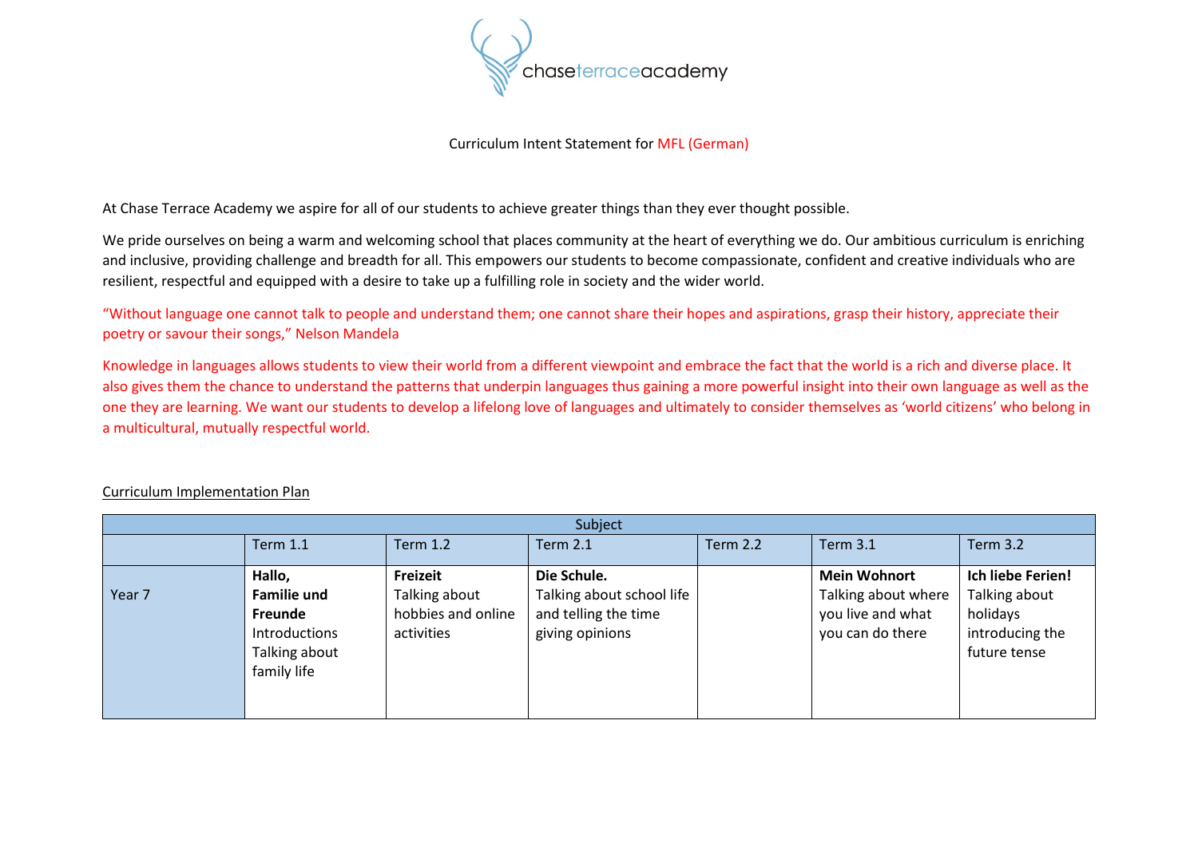chaseterraceacademy

Curriculum Intent Statement for MFL (German)

At Chase Terrace Academy we aspire for all of our students to achieve greater things than they ever thought possible.

We pride ourselves on being a warm and welcoming school that places community at the heart of everything we do. Our ambitious curriculum is enriching and inclusive, providing challenge and breadth for all. This empowers our students to become compassionate, confident and creative individuals who are resilient, respectful and equipped with a desire to take up a fulfilling role in society and the wider world.

"Without language one cannot talk to people and understand them; one cannot share their hopes and aspirations, grasp their history, appreciate their poetry or savour their songs," Nelson Mandela

Knowledge in languages allows students to view their world from a different viewpoint and embrace the fact that the world is a rich and diverse place. It also gives them the chance to understand the patterns that underpin languages thus gaining a more powerful insight into their own language as well as the one they are learning. We want our students to develop a lifelong love of languages and ultimately to consider themselves as 'world citizens' who belong in a multicultural, mutually respectful world.

Curriculum Implementation Plan

| Subject | | | | | | |
|---|---|---|---|---|---|---|
| | Term 1.1 | Term 1.2 | Term 2.1 | Term 2.2 | Term 3.1 | Term 3.2 |
| Year 7 | **Hallo, Familie und Freunde** Introductions Talking about family life | **Freizeit** Talking about hobbies and online activities | **Die Schule.** Talking about school life and telling the time giving opinions | | **Mein Wohnort** Talking about where you live and what you can do there | **Ich liebe Ferien!** Talking about holidays introducing the future tense |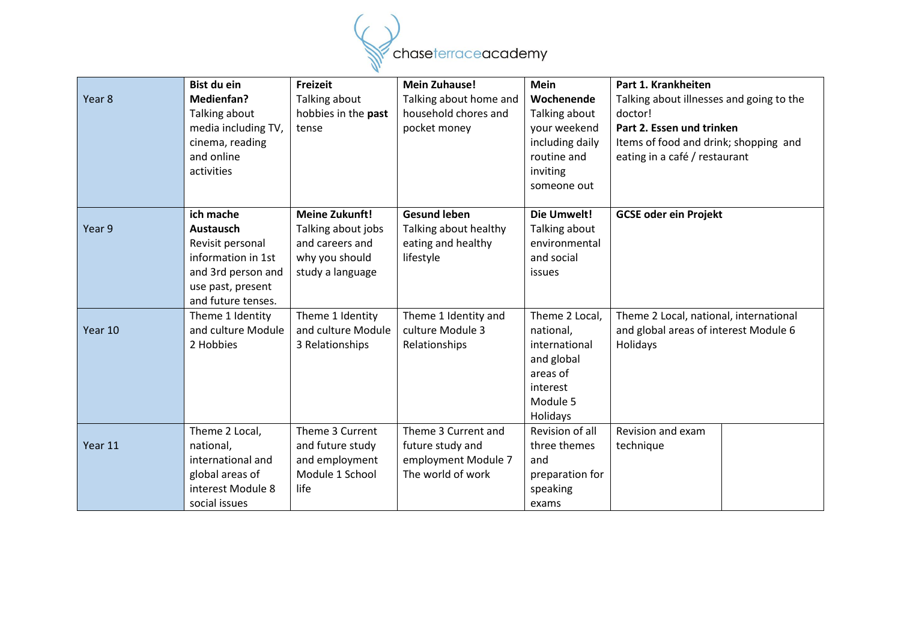| | | | | | | |
|---|---|---|---|---|---|---|
| Year 8 | **Bist du ein Medienfan?** Talking about media including TV, cinema, reading and online activities | **Freizeit** Talking about hobbies in the **past** tense | **Mein Zuhause!** Talking about home and household chores and pocket money | **Mein Wochenende** Talking about your weekend including daily routine and inviting someone out | **Part 1. Krankheiten** Talking about illnesses and going to the doctor! **Part 2. Essen und trinken** Items of food and drink; shopping and eating in a café / restaurant | |
| Year 9 | **ich mache Austausch** Revisit personal information in 1st and 3rd person and use past, present and future tenses. | **Meine Zukunft!** Talking about jobs and careers and why you should study a language | **Gesund leben** Talking about healthy eating and healthy lifestyle | **Die Umwelt!** Talking about environmental and social issues | **GCSE oder ein Projekt** | |
| Year 10 | Theme 1 Identity and culture Module 2 Hobbies | Theme 1 Identity and culture Module 3 Relationships | Theme 1 Identity and culture Module 3 Relationships | Theme 2 Local, national, international and global areas of interest Module 5 Holidays | Theme 2 Local, national, international and global areas of interest Module 6 Holidays | |
| Year 11 | Theme 2 Local, national, international and global areas of interest Module 8 social issues | Theme 3 Current and future study and employment Module 1 School life | Theme 3 Current and future study and employment Module 7 The world of work | Revision of all three themes and preparation for speaking exams | Revision and exam technique | |